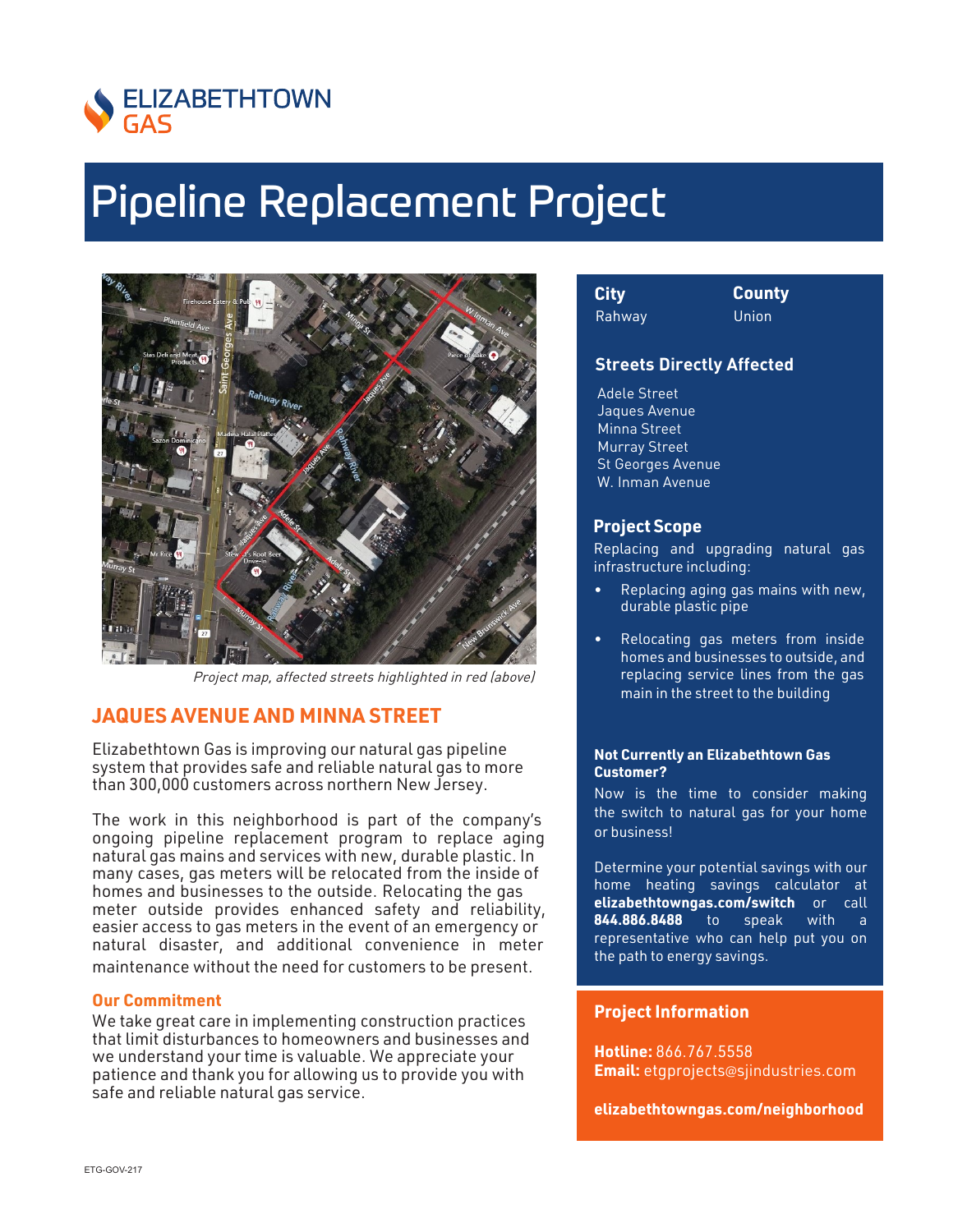ELIZABETHTOWN GAS

# Pipeline Replacement Project

*Project map, affected streets highlighted in red (above)*

## JAQUES AVENUE AND MINNA STREET

Elizabethtown Gas is improving our natural gas pipeline system that provides safe and reliable natural gas to more than 300,000 customers across northern New Jersey.

The work in this neighborhood is part of the company's ongoing pipeline replacement program to replace aging natural gas mains and services with new, durable plastic. In many cases, gas meters will be relocated from the inside of homes and businesses to the outside. Relocating the gas meter outside provides enhanced safety and reliability, easier access to gas meters in the event of an emergency or natural disaster, and additional convenience in meter maintenance without the need for customers to be present.

### Our Commitment

We take great care in implementing construction practices that limit disturbances to homeowners and businesses and we understand your time is valuable. We appreciate your patience and thank you for allowing us to provide you with safe and reliable natural gas service.

| City | County |
| --- | --- |
| Rahway | Union |

### Streets Directly Affected

Adele Street
Jaques Avenue
Minna Street
Murray Street
St Georges Avenue
W. Inman Avenue

### Project Scope

Replacing and upgrading natural gas infrastructure including:

- Replacing aging gas mains with new, durable plastic pipe
- Relocating gas meters from inside homes and businesses to outside, and replacing service lines from the gas main in the street to the building

**Not Currently an Elizabethtown Gas Customer?**

Now is the time to consider making the switch to natural gas for your home or business!

Determine your potential savings with our home heating savings calculator at **elizabethtowngas.com/switch** or call **844.886.8488** to speak with a representative who can help put you on the path to energy savings.

### Project Information

**Hotline:** 866.767.5558
**Email:** etgprojects@sjindustries.com

**elizabethtowngas.com/neighborhood**

ETG-GOV-217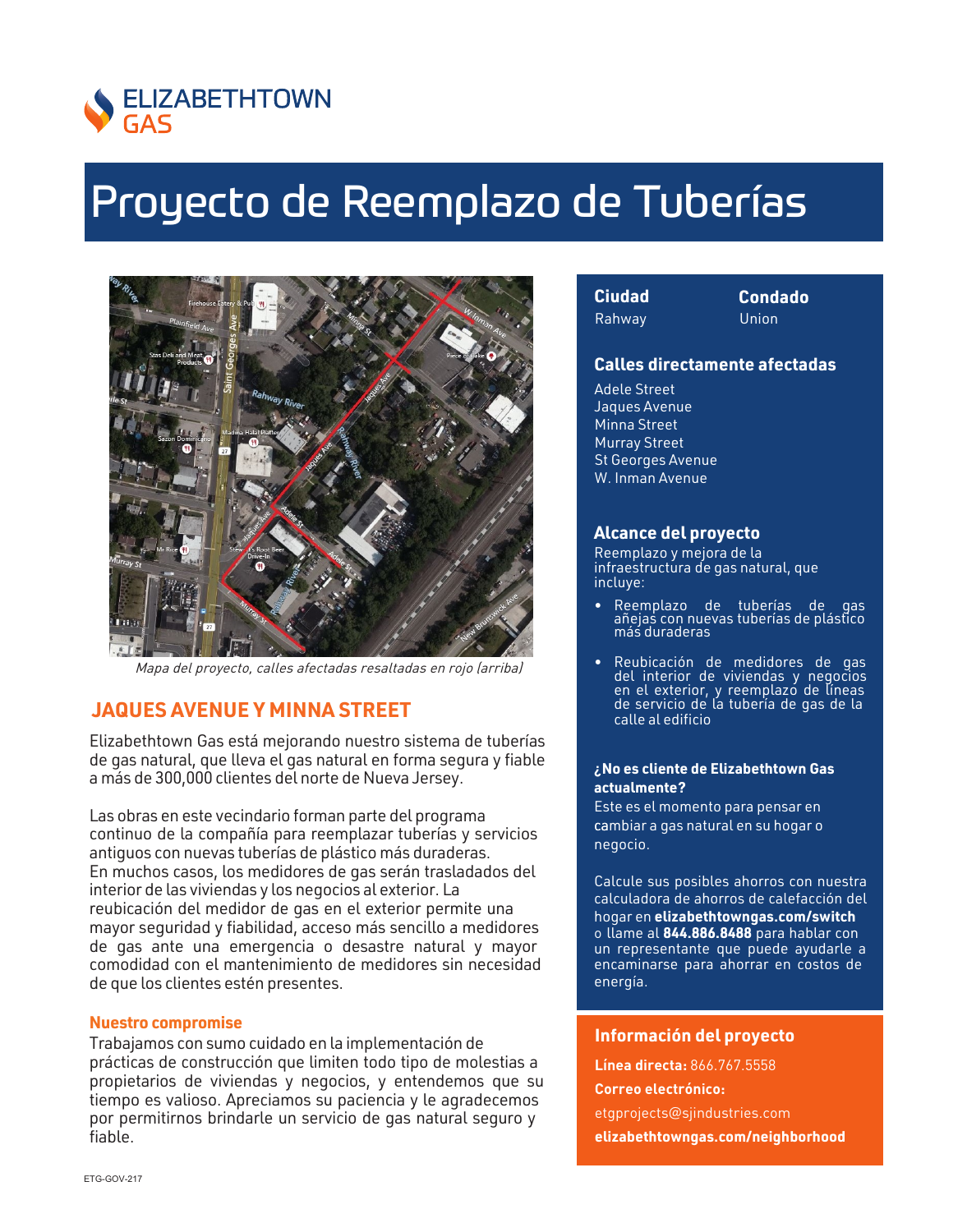ELIZABETHTOWN GAS

# Proyecto de Reemplazo de Tuberías

*Mapa del proyecto, calles afectadas resaltadas en rojo (arriba)*

## JAQUES AVENUE Y MINNA STREET

Elizabethtown Gas está mejorando nuestro sistema de tuberías de gas natural, que lleva el gas natural en forma segura y fiable a más de 300,000 clientes del norte de Nueva Jersey.

Las obras en este vecindario forman parte del programa continuo de la compañía para reemplazar tuberías y servicios antiguos con nuevas tuberías de plástico más duraderas. En muchos casos, los medidores de gas serán trasladados del interior de las viviendas y los negocios al exterior. La reubicación del medidor de gas en el exterior permite una mayor seguridad y fiabilidad, acceso más sencillo a medidores de gas ante una emergencia o desastre natural y mayor comodidad con el mantenimiento de medidores sin necesidad de que los clientes estén presentes.

### Nuestro compromise

Trabajamos con sumo cuidado en la implementación de prácticas de construcción que limiten todo tipo de molestias a propietarios de viviendas y negocios, y entendemos que su tiempo es valioso. Apreciamos su paciencia y le agradecemos por permitirnos brindarle un servicio de gas natural seguro y fiable.

**Ciudad**
Rahway

**Condado**
Union

### Calles directamente afectadas

Adele Street
Jaques Avenue
Minna Street
Murray Street
St Georges Avenue
W. Inman Avenue

### Alcance del proyecto

Reemplazo y mejora de la infraestructura de gas natural, que incluye:

- Reemplazo de tuberías de gas añejas con nuevas tuberías de plástico más duraderas
- Reubicación de medidores de gas del interior de viviendas y negocios en el exterior, y reemplazo de líneas de servicio de la tubería de gas de la calle al edificio

**¿No es cliente de Elizabethtown Gas actualmente?**
Este es el momento para pensar en cambiar a gas natural en su hogar o negocio.

Calcule sus posibles ahorros con nuestra calculadora de ahorros de calefacción del hogar en **elizabethtowngas.com/switch** o llame al **844.886.8488** para hablar con un representante que puede ayudarle a encaminarse para ahorrar en costos de energía.

### Información del proyecto

**Línea directa:** 866.767.5558

**Correo electrónico:**

etgprojects@sjindustries.com

**elizabethtowngas.com/neighborhood**

ETG-GOV-217